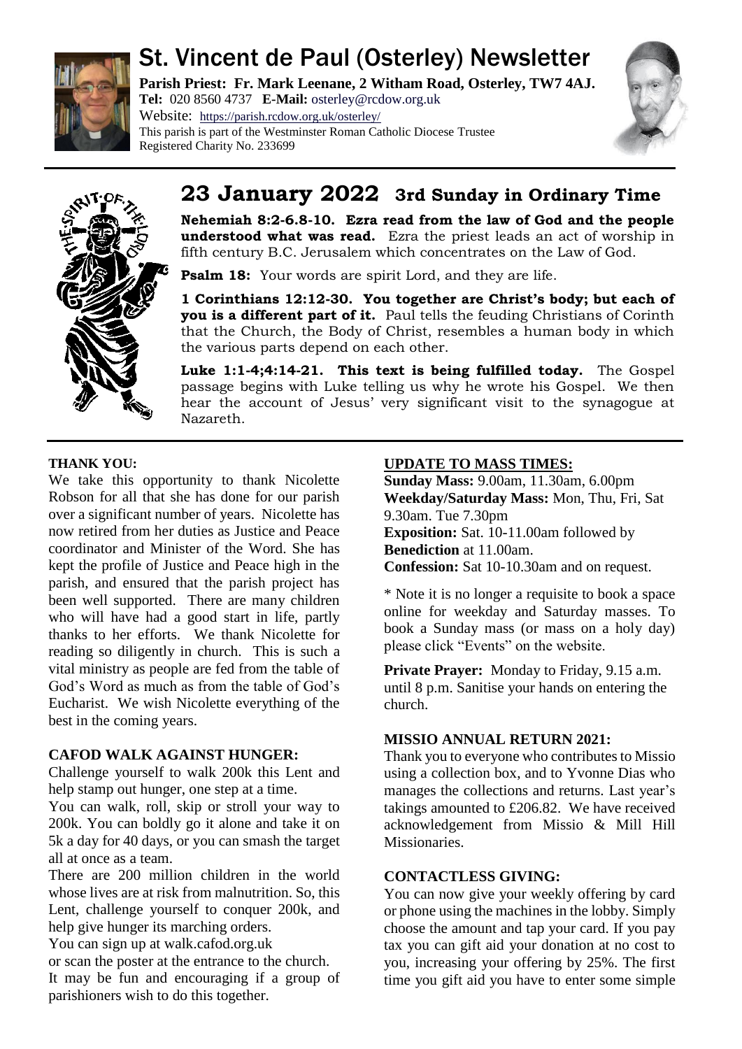# St. Vincent de Paul (Osterley) Newsletter

**Parish Priest: Fr. Mark Leenane, 2 Witham Road, Osterley, TW7 4AJ.**
**Tel:** 020 8560 4737 **E-Mail:** osterley@rcdow.org.uk
Website: https://parish.rcdow.org.uk/osterley/
This parish is part of the Westminster Roman Catholic Diocese Trustee Registered Charity No. 233699

## 23 January 2022 3rd Sunday in Ordinary Time

**Nehemiah 8:2-6.8-10. Ezra read from the law of God and the people understood what was read.** Ezra the priest leads an act of worship in fifth century B.C. Jerusalem which concentrates on the Law of God.

**Psalm 18:** Your words are spirit Lord, and they are life.

**1 Corinthians 12:12-30. You together are Christ's body; but each of you is a different part of it.** Paul tells the feuding Christians of Corinth that the Church, the Body of Christ, resembles a human body in which the various parts depend on each other.

**Luke 1:1-4;4:14-21. This text is being fulfilled today.** The Gospel passage begins with Luke telling us why he wrote his Gospel. We then hear the account of Jesus' very significant visit to the synagogue at Nazareth.

### THANK YOU:

We take this opportunity to thank Nicolette Robson for all that she has done for our parish over a significant number of years. Nicolette has now retired from her duties as Justice and Peace coordinator and Minister of the Word. She has kept the profile of Justice and Peace high in the parish, and ensured that the parish project has been well supported. There are many children who will have had a good start in life, partly thanks to her efforts. We thank Nicolette for reading so diligently in church. This is such a vital ministry as people are fed from the table of God's Word as much as from the table of God's Eucharist. We wish Nicolette everything of the best in the coming years.

### CAFOD WALK AGAINST HUNGER:

Challenge yourself to walk 200k this Lent and help stamp out hunger, one step at a time.

You can walk, roll, skip or stroll your way to 200k. You can boldly go it alone and take it on 5k a day for 40 days, or you can smash the target all at once as a team.

There are 200 million children in the world whose lives are at risk from malnutrition. So, this Lent, challenge yourself to conquer 200k, and help give hunger its marching orders.

You can sign up at walk.cafod.org.uk

or scan the poster at the entrance to the church.

It may be fun and encouraging if a group of parishioners wish to do this together.

### UPDATE TO MASS TIMES:

**Sunday Mass:** 9.00am, 11.30am, 6.00pm
**Weekday/Saturday Mass:** Mon, Thu, Fri, Sat 9.30am. Tue 7.30pm
**Exposition:** Sat. 10-11.00am followed by **Benediction** at 11.00am.
**Confession:** Sat 10-10.30am and on request.

* Note it is no longer a requisite to book a space online for weekday and Saturday masses. To book a Sunday mass (or mass on a holy day) please click "Events" on the website.

**Private Prayer:** Monday to Friday, 9.15 a.m. until 8 p.m. Sanitise your hands on entering the church.

### MISSIO ANNUAL RETURN 2021:

Thank you to everyone who contributes to Missio using a collection box, and to Yvonne Dias who manages the collections and returns. Last year's takings amounted to £206.82. We have received acknowledgement from Missio & Mill Hill Missionaries.

### CONTACTLESS GIVING:

You can now give your weekly offering by card or phone using the machines in the lobby. Simply choose the amount and tap your card. If you pay tax you can gift aid your donation at no cost to you, increasing your offering by 25%. The first time you gift aid you have to enter some simple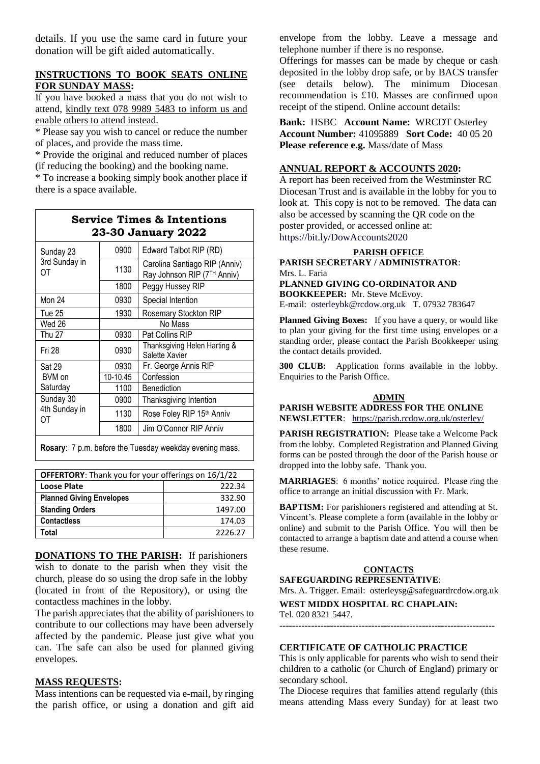details. If you use the same card in future your donation will be gift aided automatically.

**INSTRUCTIONS TO BOOK SEATS ONLINE FOR SUNDAY MASS:**

If you have booked a mass that you do not wish to attend, kindly text 078 9989 5483 to inform us and enable others to attend instead.

* Please say you wish to cancel or reduce the number of places, and provide the mass time.

* Provide the original and reduced number of places (if reducing the booking) and the booking name.

* To increase a booking simply book another place if there is a space available.

## Service Times & Intentions 23-30 January 2022

| Day | Time | Intention |
|---|---|---|
| Sunday 23 3rd Sunday in OT | 0900 | Edward Talbot RIP (RD) |
| | 1130 | Carolina Santiago RIP (Anniv) Ray Johnson RIP (7TH Anniv) |
| | 1800 | Peggy Hussey RIP |
| Mon 24 | 0930 | Special Intention |
| Tue 25 | 1930 | Rosemary Stockton RIP |
| Wed 26 | No Mass | |
| Thu 27 | 0930 | Pat Collins RIP |
| Fri 28 | 0930 | Thanksgiving Helen Harting & Salette Xavier |
| Sat 29 BVM on Saturday | 0930 | Fr. George Annis RIP |
| | 10-10.45 | Confession |
| | 1100 | Benediction |
| Sunday 30 4th Sunday in OT | 0900 | Thanksgiving Intention |
| | 1130 | Rose Foley RIP 15th Anniv |
| | 1800 | Jim O'Connor RIP Anniv |

**Rosary**: 7 p.m. before the Tuesday weekday evening mass.

| **OFFERTORY**: Thank you for your offerings on 16/1/22 | |
|---|---|
| **Loose Plate** | 222.34 |
| **Planned Giving Envelopes** | 332.90 |
| **Standing Orders** | 1497.00 |
| **Contactless** | 174.03 |
| **Total** | 2226.27 |

**DONATIONS TO THE PARISH:** If parishioners wish to donate to the parish when they visit the church, please do so using the drop safe in the lobby (located in front of the Repository), or using the contactless machines in the lobby.

The parish appreciates that the ability of parishioners to contribute to our collections may have been adversely affected by the pandemic. Please just give what you can. The safe can also be used for planned giving envelopes.

**MASS REQUESTS:**

Mass intentions can be requested via e-mail, by ringing the parish office, or using a donation and gift aid envelope from the lobby. Leave a message and telephone number if there is no response.

Offerings for masses can be made by cheque or cash deposited in the lobby drop safe, or by BACS transfer (see details below). The minimum Diocesan recommendation is £10. Masses are confirmed upon receipt of the stipend. Online account details:

**Bank:** HSBC **Account Name:** WRCDT Osterley
**Account Number:** 41095889 **Sort Code:** 40 05 20
**Please reference e.g.** Mass/date of Mass

**ANNUAL REPORT & ACCOUNTS 2020:**

A report has been received from the Westminster RC Diocesan Trust and is available in the lobby for you to look at. This copy is not to be removed. The data can also be accessed by scanning the QR code on the poster provided, or accessed online at: https://bit.ly/DowAccounts2020

**PARISH OFFICE**

**PARISH SECRETARY / ADMINISTRATOR**: Mrs. L. Faria

**PLANNED GIVING CO-ORDINATOR AND BOOKKEEPER:** Mr. Steve McEvoy.
E-mail: osterleybk@rcdow.org.uk T. 07932 783647

**Planned Giving Boxes:** If you have a query, or would like to plan your giving for the first time using envelopes or a standing order, please contact the Parish Bookkeeper using the contact details provided.

**300 CLUB:** Application forms available in the lobby. Enquiries to the Parish Office.

**ADMIN**

**PARISH WEBSITE ADDRESS FOR THE ONLINE NEWSLETTER**: https://parish.rcdow.org.uk/osterley/

**PARISH REGISTRATION:** Please take a Welcome Pack from the lobby. Completed Registration and Planned Giving forms can be posted through the door of the Parish house or dropped into the lobby safe. Thank you.

**MARRIAGES**: 6 months' notice required. Please ring the office to arrange an initial discussion with Fr. Mark.

**BAPTISM:** For parishioners registered and attending at St. Vincent's. Please complete a form (available in the lobby or online) and submit to the Parish Office. You will then be contacted to arrange a baptism date and attend a course when these resume.

**CONTACTS**

**SAFEGUARDING REPRESENTATIVE**:
Mrs. A. Trigger. Email: osterleysg@safeguardrcdow.org.uk

**WEST MIDDX HOSPITAL RC CHAPLAIN:**
Tel. 020 8321 5447.

---

**CERTIFICATE OF CATHOLIC PRACTICE**

This is only applicable for parents who wish to send their children to a catholic (or Church of England) primary or secondary school.

The Diocese requires that families attend regularly (this means attending Mass every Sunday) for at least two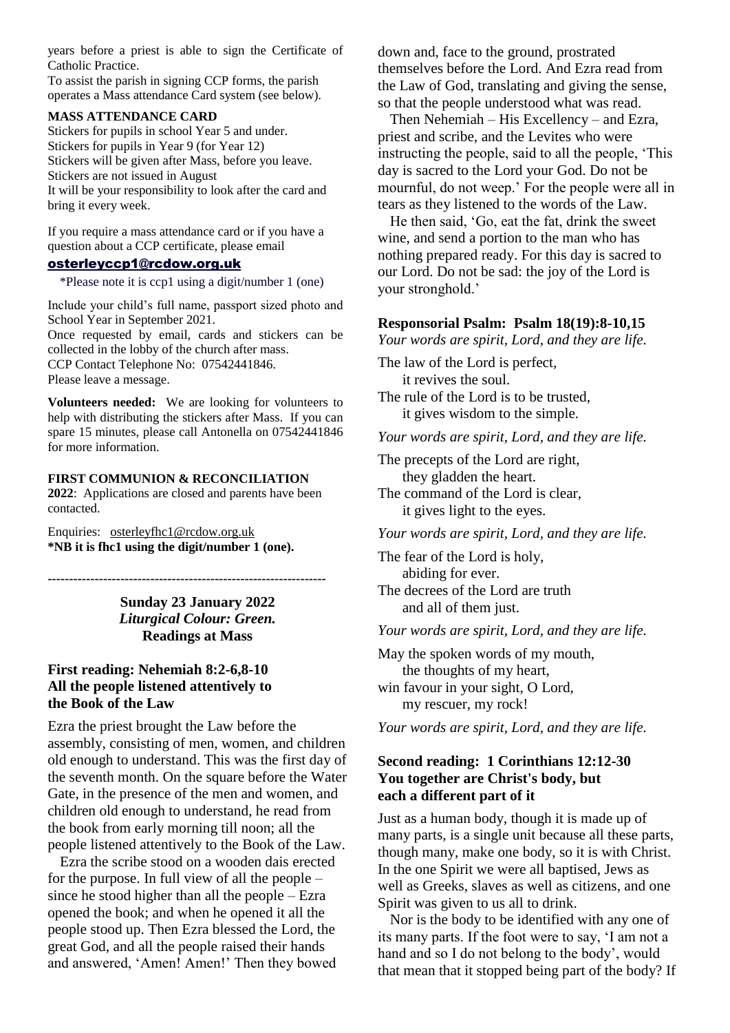years before a priest is able to sign the Certificate of Catholic Practice.

To assist the parish in signing CCP forms, the parish operates a Mass attendance Card system (see below).

**MASS ATTENDANCE CARD**

Stickers for pupils in school Year 5 and under.
Stickers for pupils in Year 9 (for Year 12)
Stickers will be given after Mass, before you leave.
Stickers are not issued in August
It will be your responsibility to look after the card and bring it every week.

If you require a mass attendance card or if you have a question about a CCP certificate, please email

**osterleyccp1@rcdow.org.uk**

*Please note it is ccp1 using a digit/number 1 (one)

Include your child's full name, passport sized photo and School Year in September 2021.
Once requested by email, cards and stickers can be collected in the lobby of the church after mass.
CCP Contact Telephone No: 07542441846.
Please leave a message.

**Volunteers needed:** We are looking for volunteers to help with distributing the stickers after Mass. If you can spare 15 minutes, please call Antonella on 07542441846 for more information.

**FIRST COMMUNION & RECONCILIATION 2022**: Applications are closed and parents have been contacted.

Enquiries: osterleyfhc1@rcdow.org.uk
**\*NB it is fhc1 using the digit/number 1 (one).**

---

**Sunday 23 January 2022**
***Liturgical Colour: Green.***
**Readings at Mass**

### First reading: Nehemiah 8:2-6,8-10
### All the people listened attentively to the Book of the Law

Ezra the priest brought the Law before the assembly, consisting of men, women, and children old enough to understand. This was the first day of the seventh month. On the square before the Water Gate, in the presence of the men and women, and children old enough to understand, he read from the book from early morning till noon; all the people listened attentively to the Book of the Law.

Ezra the scribe stood on a wooden dais erected for the purpose. In full view of all the people – since he stood higher than all the people – Ezra opened the book; and when he opened it all the people stood up. Then Ezra blessed the Lord, the great God, and all the people raised their hands and answered, 'Amen! Amen!' Then they bowed down and, face to the ground, prostrated themselves before the Lord. And Ezra read from the Law of God, translating and giving the sense, so that the people understood what was read.

Then Nehemiah – His Excellency – and Ezra, priest and scribe, and the Levites who were instructing the people, said to all the people, 'This day is sacred to the Lord your God. Do not be mournful, do not weep.' For the people were all in tears as they listened to the words of the Law.

He then said, 'Go, eat the fat, drink the sweet wine, and send a portion to the man who has nothing prepared ready. For this day is sacred to our Lord. Do not be sad: the joy of the Lord is your stronghold.'

### Responsorial Psalm: Psalm 18(19):8-10,15

*Your words are spirit, Lord, and they are life.*

The law of the Lord is perfect,
it revives the soul.
The rule of the Lord is to be trusted,
it gives wisdom to the simple.

*Your words are spirit, Lord, and they are life.*

The precepts of the Lord are right,
they gladden the heart.
The command of the Lord is clear,
it gives light to the eyes.

*Your words are spirit, Lord, and they are life.*

The fear of the Lord is holy,
abiding for ever.
The decrees of the Lord are truth
and all of them just.

*Your words are spirit, Lord, and they are life.*

May the spoken words of my mouth,
the thoughts of my heart,
win favour in your sight, O Lord,
my rescuer, my rock!

*Your words are spirit, Lord, and they are life.*

### Second reading: 1 Corinthians 12:12-30
### You together are Christ's body, but each a different part of it

Just as a human body, though it is made up of many parts, is a single unit because all these parts, though many, make one body, so it is with Christ. In the one Spirit we were all baptised, Jews as well as Greeks, slaves as well as citizens, and one Spirit was given to us all to drink.

Nor is the body to be identified with any one of its many parts. If the foot were to say, 'I am not a hand and so I do not belong to the body', would that mean that it stopped being part of the body? If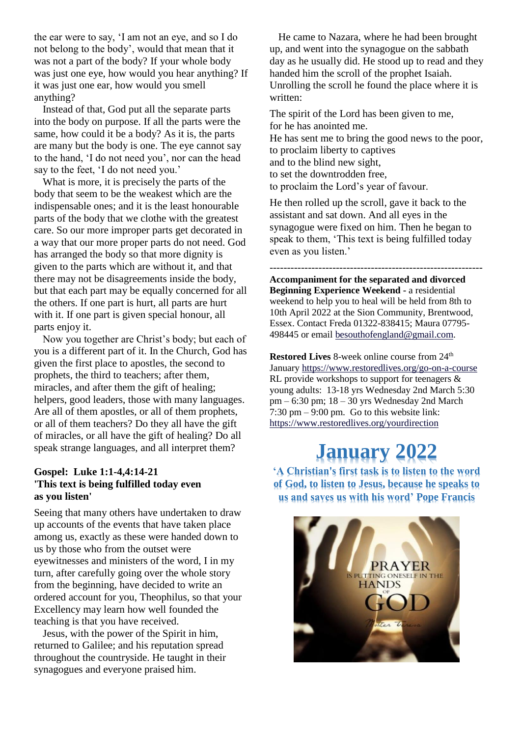the ear were to say, 'I am not an eye, and so I do not belong to the body', would that mean that it was not a part of the body? If your whole body was just one eye, how would you hear anything? If it was just one ear, how would you smell anything?

Instead of that, God put all the separate parts into the body on purpose. If all the parts were the same, how could it be a body? As it is, the parts are many but the body is one. The eye cannot say to the hand, 'I do not need you', nor can the head say to the feet, 'I do not need you.'

What is more, it is precisely the parts of the body that seem to be the weakest which are the indispensable ones; and it is the least honourable parts of the body that we clothe with the greatest care. So our more improper parts get decorated in a way that our more proper parts do not need. God has arranged the body so that more dignity is given to the parts which are without it, and that there may not be disagreements inside the body, but that each part may be equally concerned for all the others. If one part is hurt, all parts are hurt with it. If one part is given special honour, all parts enjoy it.

Now you together are Christ's body; but each of you is a different part of it. In the Church, God has given the first place to apostles, the second to prophets, the third to teachers; after them, miracles, and after them the gift of healing; helpers, good leaders, those with many languages. Are all of them apostles, or all of them prophets, or all of them teachers? Do they all have the gift of miracles, or all have the gift of healing? Do all speak strange languages, and all interpret them?

**Gospel: Luke 1:1-4,4:14-21**
**'This text is being fulfilled today even as you listen'**

Seeing that many others have undertaken to draw up accounts of the events that have taken place among us, exactly as these were handed down to us by those who from the outset were eyewitnesses and ministers of the word, I in my turn, after carefully going over the whole story from the beginning, have decided to write an ordered account for you, Theophilus, so that your Excellency may learn how well founded the teaching is that you have received.

Jesus, with the power of the Spirit in him, returned to Galilee; and his reputation spread throughout the countryside. He taught in their synagogues and everyone praised him.

He came to Nazara, where he had been brought up, and went into the synagogue on the sabbath day as he usually did. He stood up to read and they handed him the scroll of the prophet Isaiah. Unrolling the scroll he found the place where it is written:

The spirit of the Lord has been given to me,
for he has anointed me.
He has sent me to bring the good news to the poor,
to proclaim liberty to captives
and to the blind new sight,
to set the downtrodden free,
to proclaim the Lord's year of favour.

He then rolled up the scroll, gave it back to the assistant and sat down. And all eyes in the synagogue were fixed on him. Then he began to speak to them, 'This text is being fulfilled today even as you listen.'

---

**Accompaniment for the separated and divorced Beginning Experience Weekend** - a residential weekend to help you to heal will be held from 8th to 10th April 2022 at the Sion Community, Brentwood, Essex. Contact Freda 01322-838415; Maura 07795-498445 or email besouthofengland@gmail.com.

**Restored Lives** 8-week online course from 24th January https://www.restoredlives.org/go-on-a-course RL provide workshops to support for teenagers & young adults: 13-18 yrs Wednesday 2nd March 5:30 pm – 6:30 pm; 18 – 30 yrs Wednesday 2nd March 7:30 pm – 9:00 pm. Go to this website link: https://www.restoredlives.org/yourdirection

# January 2022

**'A Christian's first task is to listen to the word of God, to listen to Jesus, because he speaks to us and saves us with his word' Pope Francis**